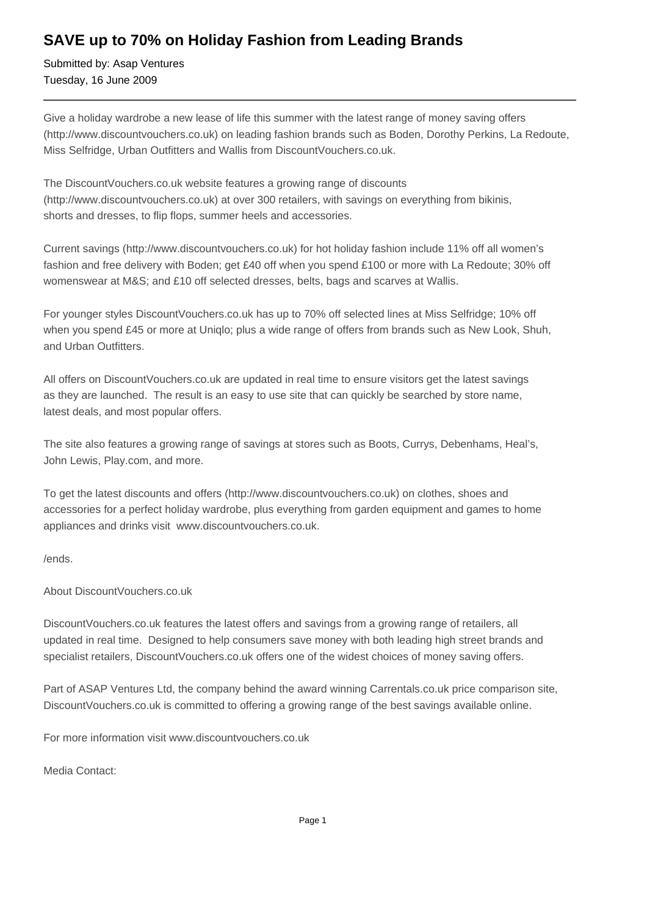# SAVE up to 70% on Holiday Fashion from Leading Brands

Submitted by: Asap Ventures
Tuesday, 16 June 2009

---

Give a holiday wardrobe a new lease of life this summer with the latest range of money saving offers (http://www.discountvouchers.co.uk) on leading fashion brands such as Boden, Dorothy Perkins, La Redoute, Miss Selfridge, Urban Outfitters and Wallis from DiscountVouchers.co.uk.

The DiscountVouchers.co.uk website features a growing range of discounts (http://www.discountvouchers.co.uk) at over 300 retailers, with savings on everything from bikinis, shorts and dresses, to flip flops, summer heels and accessories.

Current savings (http://www.discountvouchers.co.uk) for hot holiday fashion include 11% off all women's fashion and free delivery with Boden; get £40 off when you spend £100 or more with La Redoute; 30% off womenswear at M&S; and £10 off selected dresses, belts, bags and scarves at Wallis.

For younger styles DiscountVouchers.co.uk has up to 70% off selected lines at Miss Selfridge; 10% off when you spend £45 or more at Uniqlo; plus a wide range of offers from brands such as New Look, Shuh, and Urban Outfitters.

All offers on DiscountVouchers.co.uk are updated in real time to ensure visitors get the latest savings as they are launched. The result is an easy to use site that can quickly be searched by store name, latest deals, and most popular offers.

The site also features a growing range of savings at stores such as Boots, Currys, Debenhams, Heal's, John Lewis, Play.com, and more.

To get the latest discounts and offers (http://www.discountvouchers.co.uk) on clothes, shoes and accessories for a perfect holiday wardrobe, plus everything from garden equipment and games to home appliances and drinks visit www.discountvouchers.co.uk.

/ends.

About DiscountVouchers.co.uk

DiscountVouchers.co.uk features the latest offers and savings from a growing range of retailers, all updated in real time. Designed to help consumers save money with both leading high street brands and specialist retailers, DiscountVouchers.co.uk offers one of the widest choices of money saving offers.

Part of ASAP Ventures Ltd, the company behind the award winning Carrentals.co.uk price comparison site, DiscountVouchers.co.uk is committed to offering a growing range of the best savings available online.

For more information visit www.discountvouchers.co.uk

Media Contact: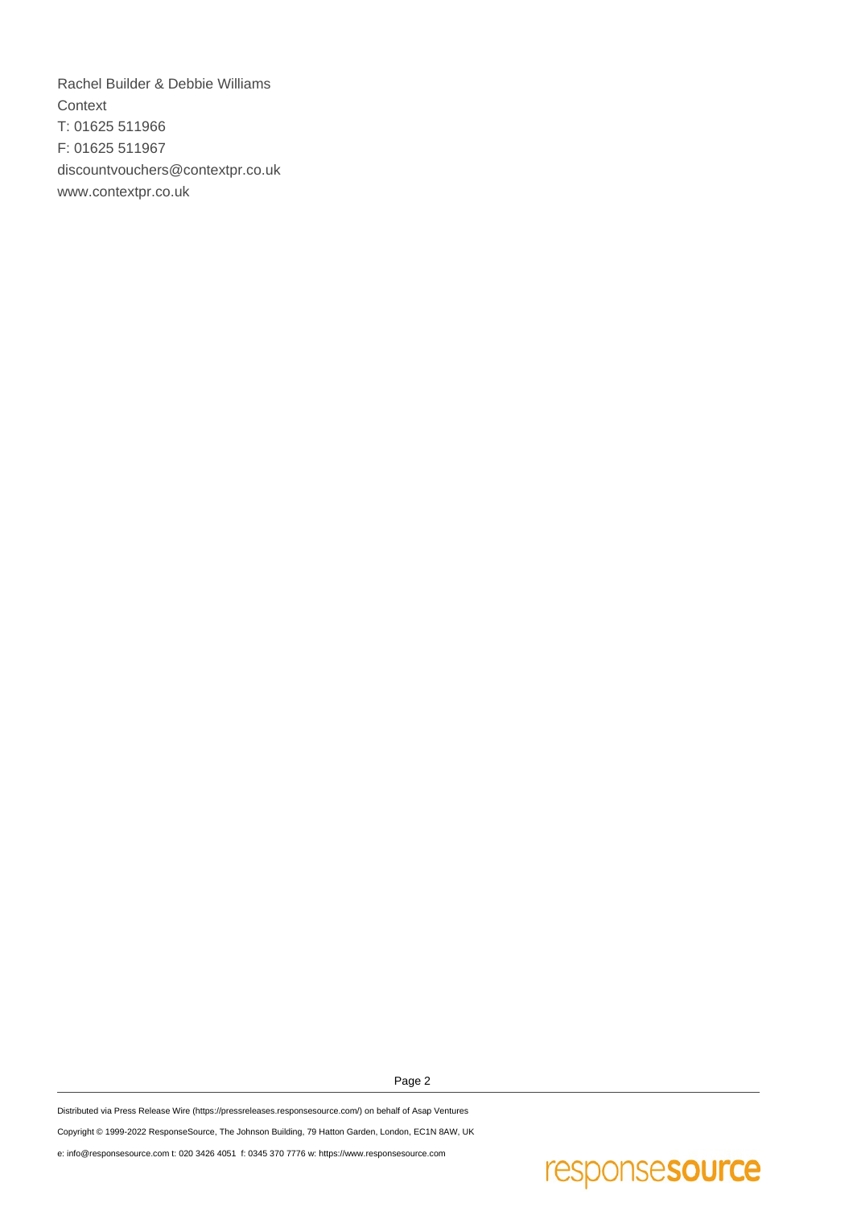Rachel Builder & Debbie Williams
Context
T: 01625 511966
F: 01625 511967
discountvouchers@contextpr.co.uk
www.contextpr.co.uk